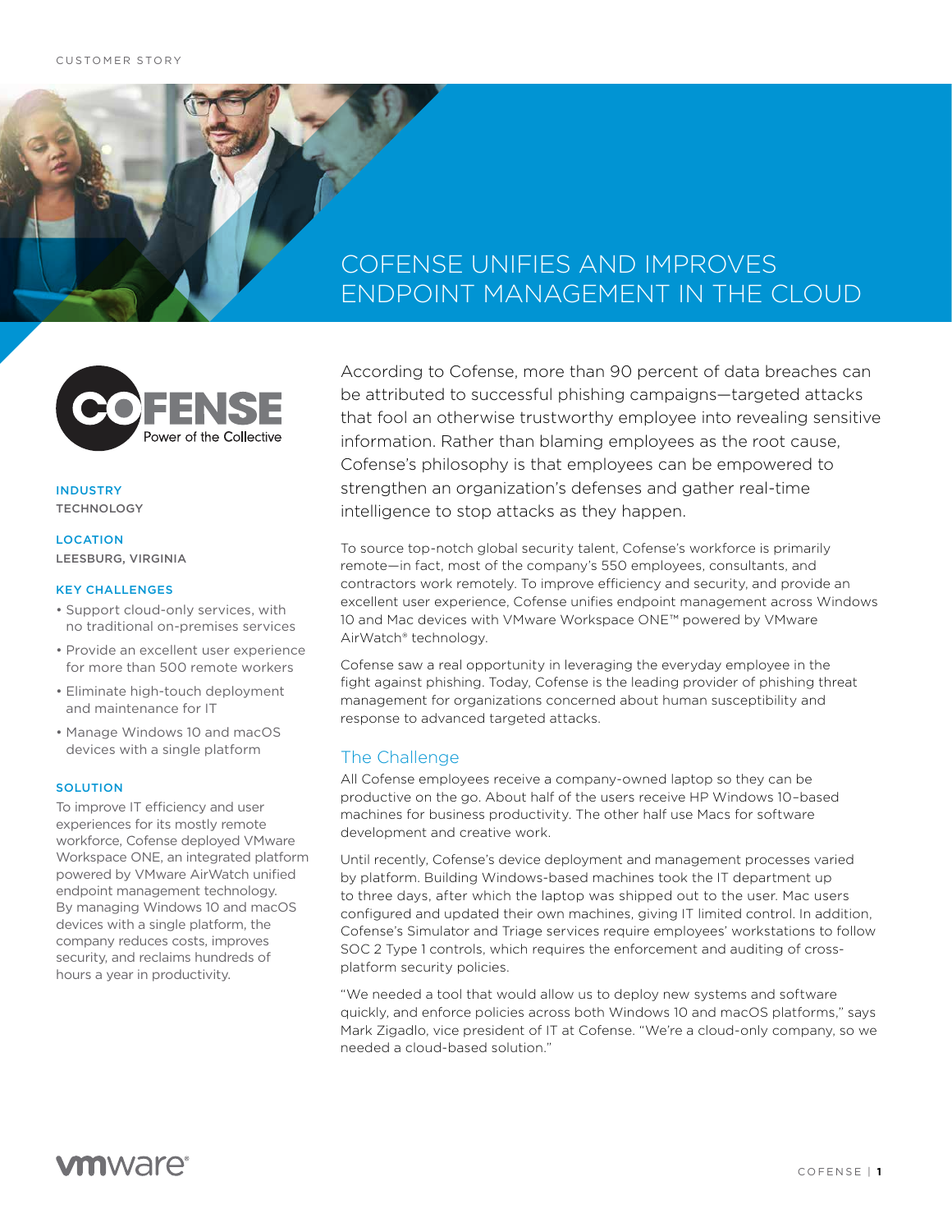CUSTOMER STORY

# COFENSE UNIFIES AND IMPROVES ENDPOINT MANAGEMENT IN THE CLOUD

COFENSE
Power of the Collective

**INDUSTRY**
TECHNOLOGY

**LOCATION**
LEESBURG, VIRGINIA

**KEY CHALLENGES**

- Support cloud-only services, with no traditional on-premises services
- Provide an excellent user experience for more than 500 remote workers
- Eliminate high-touch deployment and maintenance for IT
- Manage Windows 10 and macOS devices with a single platform

**SOLUTION**

To improve IT efficiency and user experiences for its mostly remote workforce, Cofense deployed VMware Workspace ONE, an integrated platform powered by VMware AirWatch unified endpoint management technology. By managing Windows 10 and macOS devices with a single platform, the company reduces costs, improves security, and reclaims hundreds of hours a year in productivity.

According to Cofense, more than 90 percent of data breaches can be attributed to successful phishing campaigns—targeted attacks that fool an otherwise trustworthy employee into revealing sensitive information. Rather than blaming employees as the root cause, Cofense's philosophy is that employees can be empowered to strengthen an organization's defenses and gather real-time intelligence to stop attacks as they happen.

To source top-notch global security talent, Cofense's workforce is primarily remote—in fact, most of the company's 550 employees, consultants, and contractors work remotely. To improve efficiency and security, and provide an excellent user experience, Cofense unifies endpoint management across Windows 10 and Mac devices with VMware Workspace ONE™ powered by VMware AirWatch® technology.

Cofense saw a real opportunity in leveraging the everyday employee in the fight against phishing. Today, Cofense is the leading provider of phishing threat management for organizations concerned about human susceptibility and response to advanced targeted attacks.

## The Challenge

All Cofense employees receive a company-owned laptop so they can be productive on the go. About half of the users receive HP Windows 10–based machines for business productivity. The other half use Macs for software development and creative work.

Until recently, Cofense's device deployment and management processes varied by platform. Building Windows-based machines took the IT department up to three days, after which the laptop was shipped out to the user. Mac users configured and updated their own machines, giving IT limited control. In addition, Cofense's Simulator and Triage services require employees' workstations to follow SOC 2 Type 1 controls, which requires the enforcement and auditing of cross-platform security policies.

"We needed a tool that would allow us to deploy new systems and software quickly, and enforce policies across both Windows 10 and macOS platforms," says Mark Zigadlo, vice president of IT at Cofense. "We're a cloud-only company, so we needed a cloud-based solution."

vmware®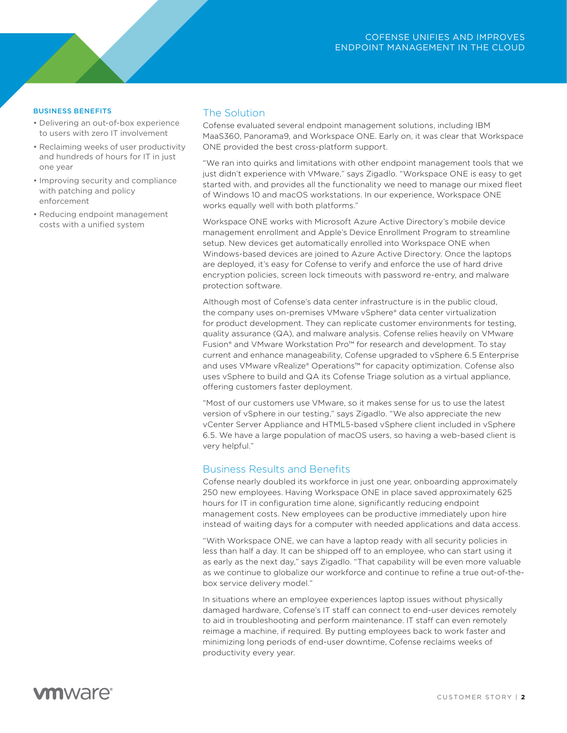## BUSINESS BENEFITS

- Delivering an out-of-box experience to users with zero IT involvement
- Reclaiming weeks of user productivity and hundreds of hours for IT in just one year
- Improving security and compliance with patching and policy enforcement
- Reducing endpoint management costs with a unified system

## The Solution

Cofense evaluated several endpoint management solutions, including IBM MaaS360, Panorama9, and Workspace ONE. Early on, it was clear that Workspace ONE provided the best cross-platform support.

"We ran into quirks and limitations with other endpoint management tools that we just didn't experience with VMware," says Zigadlo. "Workspace ONE is easy to get started with, and provides all the functionality we need to manage our mixed fleet of Windows 10 and macOS workstations. In our experience, Workspace ONE works equally well with both platforms."

Workspace ONE works with Microsoft Azure Active Directory's mobile device management enrollment and Apple's Device Enrollment Program to streamline setup. New devices get automatically enrolled into Workspace ONE when Windows-based devices are joined to Azure Active Directory. Once the laptops are deployed, it's easy for Cofense to verify and enforce the use of hard drive encryption policies, screen lock timeouts with password re-entry, and malware protection software.

Although most of Cofense's data center infrastructure is in the public cloud, the company uses on-premises VMware vSphere® data center virtualization for product development. They can replicate customer environments for testing, quality assurance (QA), and malware analysis. Cofense relies heavily on VMware Fusion® and VMware Workstation Pro™ for research and development. To stay current and enhance manageability, Cofense upgraded to vSphere 6.5 Enterprise and uses VMware vRealize® Operations™ for capacity optimization. Cofense also uses vSphere to build and QA its Cofense Triage solution as a virtual appliance, offering customers faster deployment.

"Most of our customers use VMware, so it makes sense for us to use the latest version of vSphere in our testing," says Zigadlo. "We also appreciate the new vCenter Server Appliance and HTML5-based vSphere client included in vSphere 6.5. We have a large population of macOS users, so having a web-based client is very helpful."

## Business Results and Benefits

Cofense nearly doubled its workforce in just one year, onboarding approximately 250 new employees. Having Workspace ONE in place saved approximately 625 hours for IT in configuration time alone, significantly reducing endpoint management costs. New employees can be productive immediately upon hire instead of waiting days for a computer with needed applications and data access.

"With Workspace ONE, we can have a laptop ready with all security policies in less than half a day. It can be shipped off to an employee, who can start using it as early as the next day," says Zigadlo. "That capability will be even more valuable as we continue to globalize our workforce and continue to refine a true out-of-the-box service delivery model."

In situations where an employee experiences laptop issues without physically damaged hardware, Cofense's IT staff can connect to end-user devices remotely to aid in troubleshooting and perform maintenance. IT staff can even remotely reimage a machine, if required. By putting employees back to work faster and minimizing long periods of end-user downtime, Cofense reclaims weeks of productivity every year.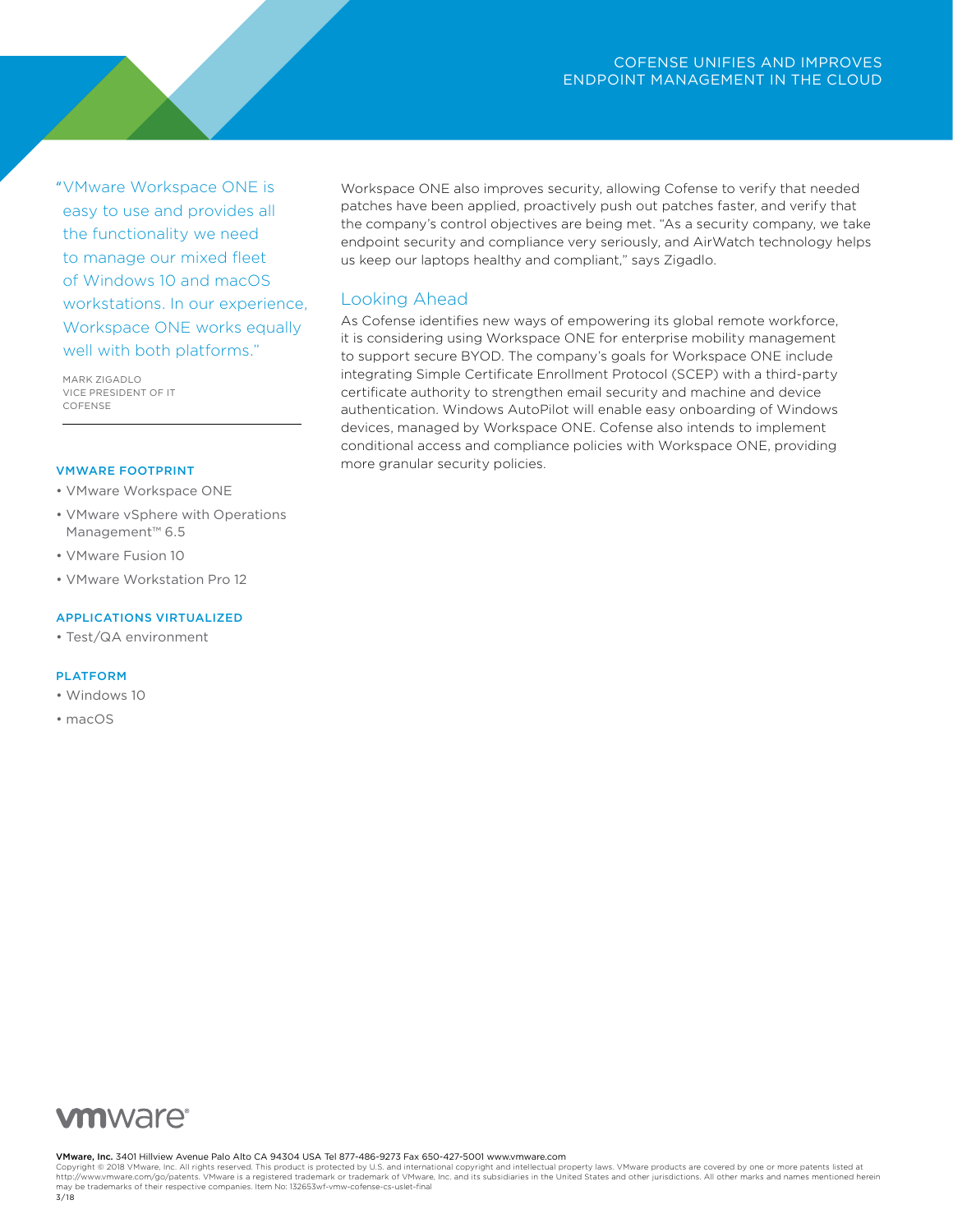"VMware Workspace ONE is easy to use and provides all the functionality we need to manage our mixed fleet of Windows 10 and macOS workstations. In our experience, Workspace ONE works equally well with both platforms."

MARK ZIGADLO
VICE PRESIDENT OF IT
COFENSE

### VMWARE FOOTPRINT

- VMware Workspace ONE
- VMware vSphere with Operations Management™ 6.5
- VMware Fusion 10
- VMware Workstation Pro 12

### APPLICATIONS VIRTUALIZED

- Test/QA environment

### PLATFORM

- Windows 10
- macOS

Workspace ONE also improves security, allowing Cofense to verify that needed patches have been applied, proactively push out patches faster, and verify that the company's control objectives are being met. "As a security company, we take endpoint security and compliance very seriously, and AirWatch technology helps us keep our laptops healthy and compliant," says Zigadlo.

## Looking Ahead

As Cofense identifies new ways of empowering its global remote workforce, it is considering using Workspace ONE for enterprise mobility management to support secure BYOD. The company's goals for Workspace ONE include integrating Simple Certificate Enrollment Protocol (SCEP) with a third-party certificate authority to strengthen email security and machine and device authentication. Windows AutoPilot will enable easy onboarding of Windows devices, managed by Workspace ONE. Cofense also intends to implement conditional access and compliance policies with Workspace ONE, providing more granular security policies.

**VMware, Inc.** 3401 Hillview Avenue Palo Alto CA 94304 USA Tel 877-486-9273 Fax 650-427-5001 www.vmware.com
Copyright © 2018 VMware, Inc. All rights reserved. This product is protected by U.S. and international copyright and intellectual property laws. VMware products are covered by one or more patents listed at http://www.vmware.com/go/patents. VMware is a registered trademark or trademark of VMware, Inc. and its subsidiaries in the United States and other jurisdictions. All other marks and names mentioned herein may be trademarks of their respective companies. Item No: 132653wf-vmw-cofense-cs-uslet-final
3/18